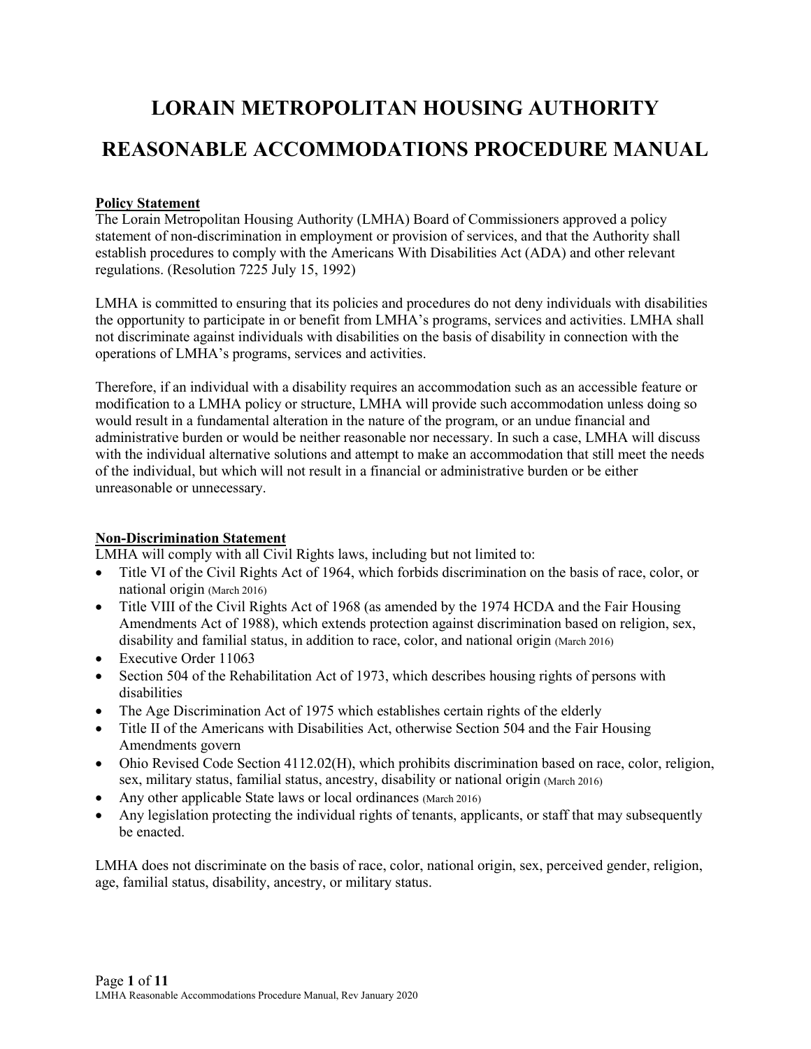# LORAIN METROPOLITAN HOUSING AUTHORITY

# REASONABLE ACCOMMODATIONS PROCEDURE MANUAL

**Policy Statement**

The Lorain Metropolitan Housing Authority (LMHA) Board of Commissioners approved a policy statement of non-discrimination in employment or provision of services, and that the Authority shall establish procedures to comply with the Americans With Disabilities Act (ADA) and other relevant regulations. (Resolution 7225 July 15, 1992)

LMHA is committed to ensuring that its policies and procedures do not deny individuals with disabilities the opportunity to participate in or benefit from LMHA's programs, services and activities. LMHA shall not discriminate against individuals with disabilities on the basis of disability in connection with the operations of LMHA's programs, services and activities.

Therefore, if an individual with a disability requires an accommodation such as an accessible feature or modification to a LMHA policy or structure, LMHA will provide such accommodation unless doing so would result in a fundamental alteration in the nature of the program, or an undue financial and administrative burden or would be neither reasonable nor necessary. In such a case, LMHA will discuss with the individual alternative solutions and attempt to make an accommodation that still meet the needs of the individual, but which will not result in a financial or administrative burden or be either unreasonable or unnecessary.

**Non-Discrimination Statement**

LMHA will comply with all Civil Rights laws, including but not limited to:

- Title VI of the Civil Rights Act of 1964, which forbids discrimination on the basis of race, color, or national origin (March 2016)
- Title VIII of the Civil Rights Act of 1968 (as amended by the 1974 HCDA and the Fair Housing Amendments Act of 1988), which extends protection against discrimination based on religion, sex, disability and familial status, in addition to race, color, and national origin (March 2016)
- Executive Order 11063
- Section 504 of the Rehabilitation Act of 1973, which describes housing rights of persons with disabilities
- The Age Discrimination Act of 1975 which establishes certain rights of the elderly
- Title II of the Americans with Disabilities Act, otherwise Section 504 and the Fair Housing Amendments govern
- Ohio Revised Code Section 4112.02(H), which prohibits discrimination based on race, color, religion, sex, military status, familial status, ancestry, disability or national origin (March 2016)
- Any other applicable State laws or local ordinances (March 2016)
- Any legislation protecting the individual rights of tenants, applicants, or staff that may subsequently be enacted.

LMHA does not discriminate on the basis of race, color, national origin, sex, perceived gender, religion, age, familial status, disability, ancestry, or military status.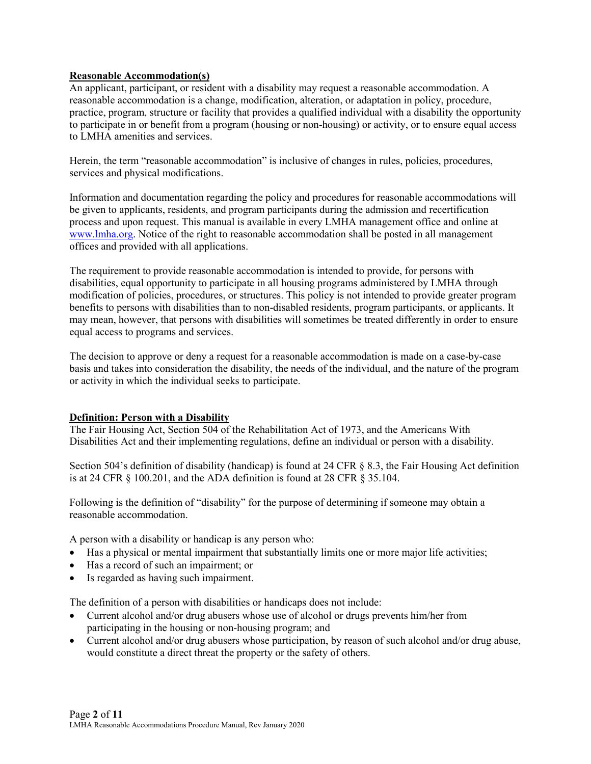**Reasonable Accommodation(s)**

An applicant, participant, or resident with a disability may request a reasonable accommodation. A reasonable accommodation is a change, modification, alteration, or adaptation in policy, procedure, practice, program, structure or facility that provides a qualified individual with a disability the opportunity to participate in or benefit from a program (housing or non-housing) or activity, or to ensure equal access to LMHA amenities and services.

Herein, the term "reasonable accommodation" is inclusive of changes in rules, policies, procedures, services and physical modifications.

Information and documentation regarding the policy and procedures for reasonable accommodations will be given to applicants, residents, and program participants during the admission and recertification process and upon request. This manual is available in every LMHA management office and online at www.lmha.org. Notice of the right to reasonable accommodation shall be posted in all management offices and provided with all applications.

The requirement to provide reasonable accommodation is intended to provide, for persons with disabilities, equal opportunity to participate in all housing programs administered by LMHA through modification of policies, procedures, or structures. This policy is not intended to provide greater program benefits to persons with disabilities than to non-disabled residents, program participants, or applicants. It may mean, however, that persons with disabilities will sometimes be treated differently in order to ensure equal access to programs and services.

The decision to approve or deny a request for a reasonable accommodation is made on a case-by-case basis and takes into consideration the disability, the needs of the individual, and the nature of the program or activity in which the individual seeks to participate.

**Definition: Person with a Disability**

The Fair Housing Act, Section 504 of the Rehabilitation Act of 1973, and the Americans With Disabilities Act and their implementing regulations, define an individual or person with a disability.

Section 504's definition of disability (handicap) is found at 24 CFR § 8.3, the Fair Housing Act definition is at 24 CFR § 100.201, and the ADA definition is found at 28 CFR § 35.104.

Following is the definition of "disability" for the purpose of determining if someone may obtain a reasonable accommodation.

A person with a disability or handicap is any person who:

- Has a physical or mental impairment that substantially limits one or more major life activities;
- Has a record of such an impairment; or
- Is regarded as having such impairment.

The definition of a person with disabilities or handicaps does not include:

- Current alcohol and/or drug abusers whose use of alcohol or drugs prevents him/her from participating in the housing or non-housing program; and
- Current alcohol and/or drug abusers whose participation, by reason of such alcohol and/or drug abuse, would constitute a direct threat the property or the safety of others.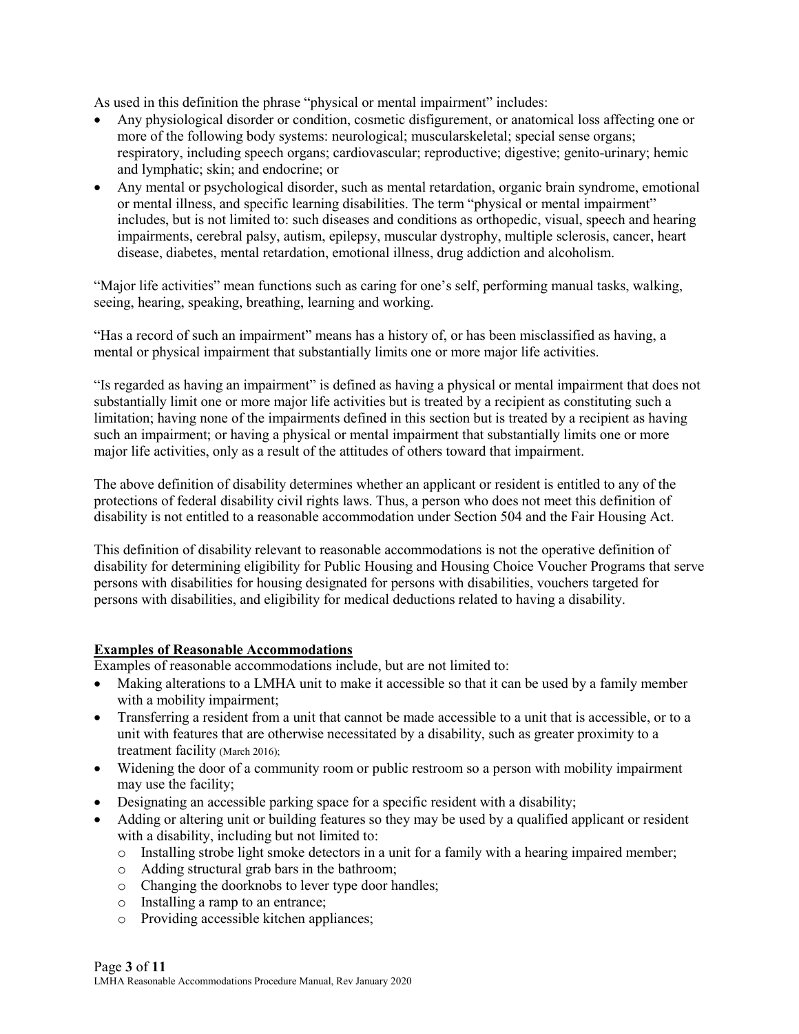As used in this definition the phrase "physical or mental impairment" includes:

- Any physiological disorder or condition, cosmetic disfigurement, or anatomical loss affecting one or more of the following body systems: neurological; muscularskeletal; special sense organs; respiratory, including speech organs; cardiovascular; reproductive; digestive; genito-urinary; hemic and lymphatic; skin; and endocrine; or
- Any mental or psychological disorder, such as mental retardation, organic brain syndrome, emotional or mental illness, and specific learning disabilities. The term "physical or mental impairment" includes, but is not limited to: such diseases and conditions as orthopedic, visual, speech and hearing impairments, cerebral palsy, autism, epilepsy, muscular dystrophy, multiple sclerosis, cancer, heart disease, diabetes, mental retardation, emotional illness, drug addiction and alcoholism.

"Major life activities" mean functions such as caring for one's self, performing manual tasks, walking, seeing, hearing, speaking, breathing, learning and working.

"Has a record of such an impairment" means has a history of, or has been misclassified as having, a mental or physical impairment that substantially limits one or more major life activities.

"Is regarded as having an impairment" is defined as having a physical or mental impairment that does not substantially limit one or more major life activities but is treated by a recipient as constituting such a limitation; having none of the impairments defined in this section but is treated by a recipient as having such an impairment; or having a physical or mental impairment that substantially limits one or more major life activities, only as a result of the attitudes of others toward that impairment.

The above definition of disability determines whether an applicant or resident is entitled to any of the protections of federal disability civil rights laws. Thus, a person who does not meet this definition of disability is not entitled to a reasonable accommodation under Section 504 and the Fair Housing Act.

This definition of disability relevant to reasonable accommodations is not the operative definition of disability for determining eligibility for Public Housing and Housing Choice Voucher Programs that serve persons with disabilities for housing designated for persons with disabilities, vouchers targeted for persons with disabilities, and eligibility for medical deductions related to having a disability.

## Examples of Reasonable Accommodations

Examples of reasonable accommodations include, but are not limited to:

- Making alterations to a LMHA unit to make it accessible so that it can be used by a family member with a mobility impairment;
- Transferring a resident from a unit that cannot be made accessible to a unit that is accessible, or to a unit with features that are otherwise necessitated by a disability, such as greater proximity to a treatment facility (March 2016);
- Widening the door of a community room or public restroom so a person with mobility impairment may use the facility;
- Designating an accessible parking space for a specific resident with a disability;
- Adding or altering unit or building features so they may be used by a qualified applicant or resident with a disability, including but not limited to:
  - Installing strobe light smoke detectors in a unit for a family with a hearing impaired member;
  - Adding structural grab bars in the bathroom;
  - Changing the doorknobs to lever type door handles;
  - Installing a ramp to an entrance;
  - Providing accessible kitchen appliances;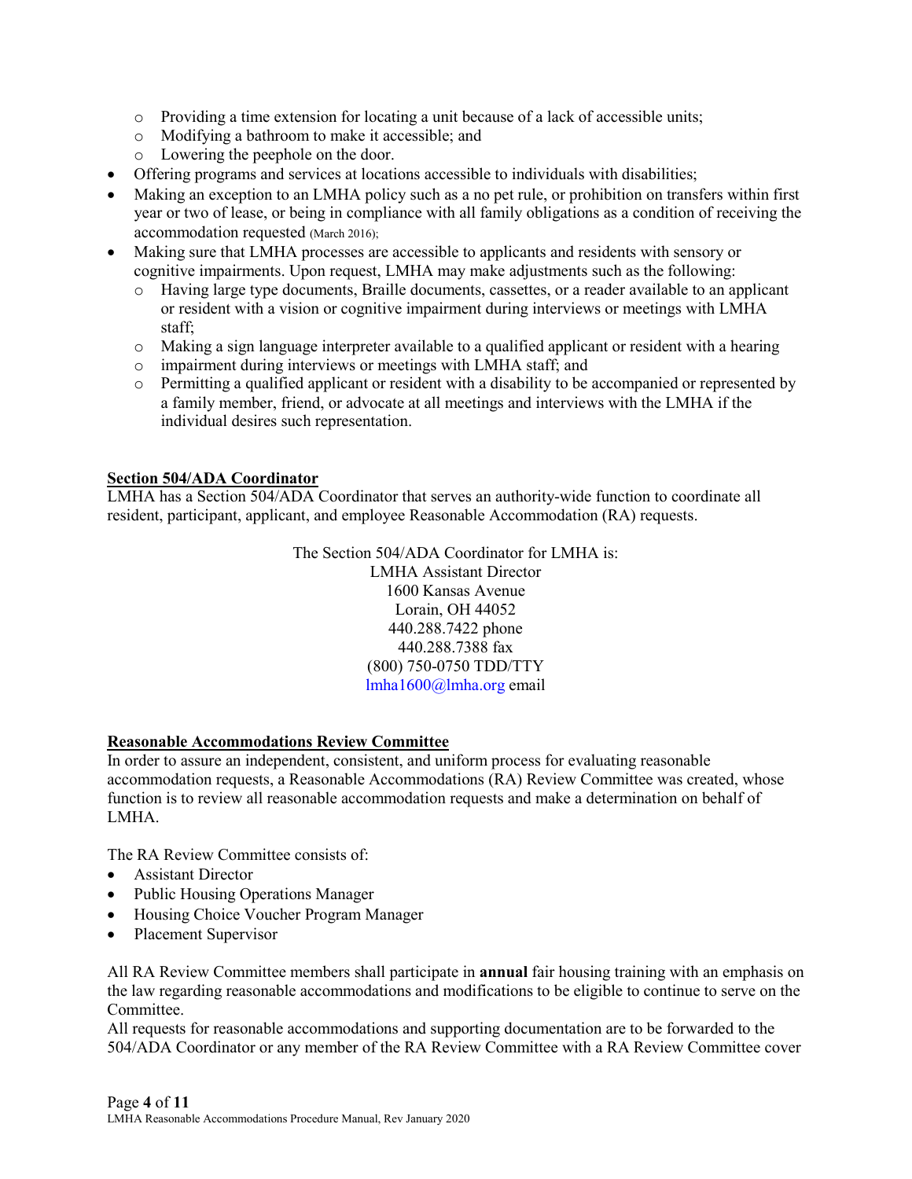- Providing a time extension for locating a unit because of a lack of accessible units;
  - Modifying a bathroom to make it accessible; and
  - Lowering the peephole on the door.
- Offering programs and services at locations accessible to individuals with disabilities;
- Making an exception to an LMHA policy such as a no pet rule, or prohibition on transfers within first year or two of lease, or being in compliance with all family obligations as a condition of receiving the accommodation requested (March 2016);
- Making sure that LMHA processes are accessible to applicants and residents with sensory or cognitive impairments. Upon request, LMHA may make adjustments such as the following:
  - Having large type documents, Braille documents, cassettes, or a reader available to an applicant or resident with a vision or cognitive impairment during interviews or meetings with LMHA staff;
  - Making a sign language interpreter available to a qualified applicant or resident with a hearing
  - impairment during interviews or meetings with LMHA staff; and
  - Permitting a qualified applicant or resident with a disability to be accompanied or represented by a family member, friend, or advocate at all meetings and interviews with the LMHA if the individual desires such representation.

**Section 504/ADA Coordinator**

LMHA has a Section 504/ADA Coordinator that serves an authority-wide function to coordinate all resident, participant, applicant, and employee Reasonable Accommodation (RA) requests.

The Section 504/ADA Coordinator for LMHA is:
LMHA Assistant Director
1600 Kansas Avenue
Lorain, OH 44052
440.288.7422 phone
440.288.7388 fax
(800) 750-0750 TDD/TTY
lmha1600@lmha.org email

**Reasonable Accommodations Review Committee**

In order to assure an independent, consistent, and uniform process for evaluating reasonable accommodation requests, a Reasonable Accommodations (RA) Review Committee was created, whose function is to review all reasonable accommodation requests and make a determination on behalf of LMHA.

The RA Review Committee consists of:

- Assistant Director
- Public Housing Operations Manager
- Housing Choice Voucher Program Manager
- Placement Supervisor

All RA Review Committee members shall participate in **annual** fair housing training with an emphasis on the law regarding reasonable accommodations and modifications to be eligible to continue to serve on the Committee.
All requests for reasonable accommodations and supporting documentation are to be forwarded to the 504/ADA Coordinator or any member of the RA Review Committee with a RA Review Committee cover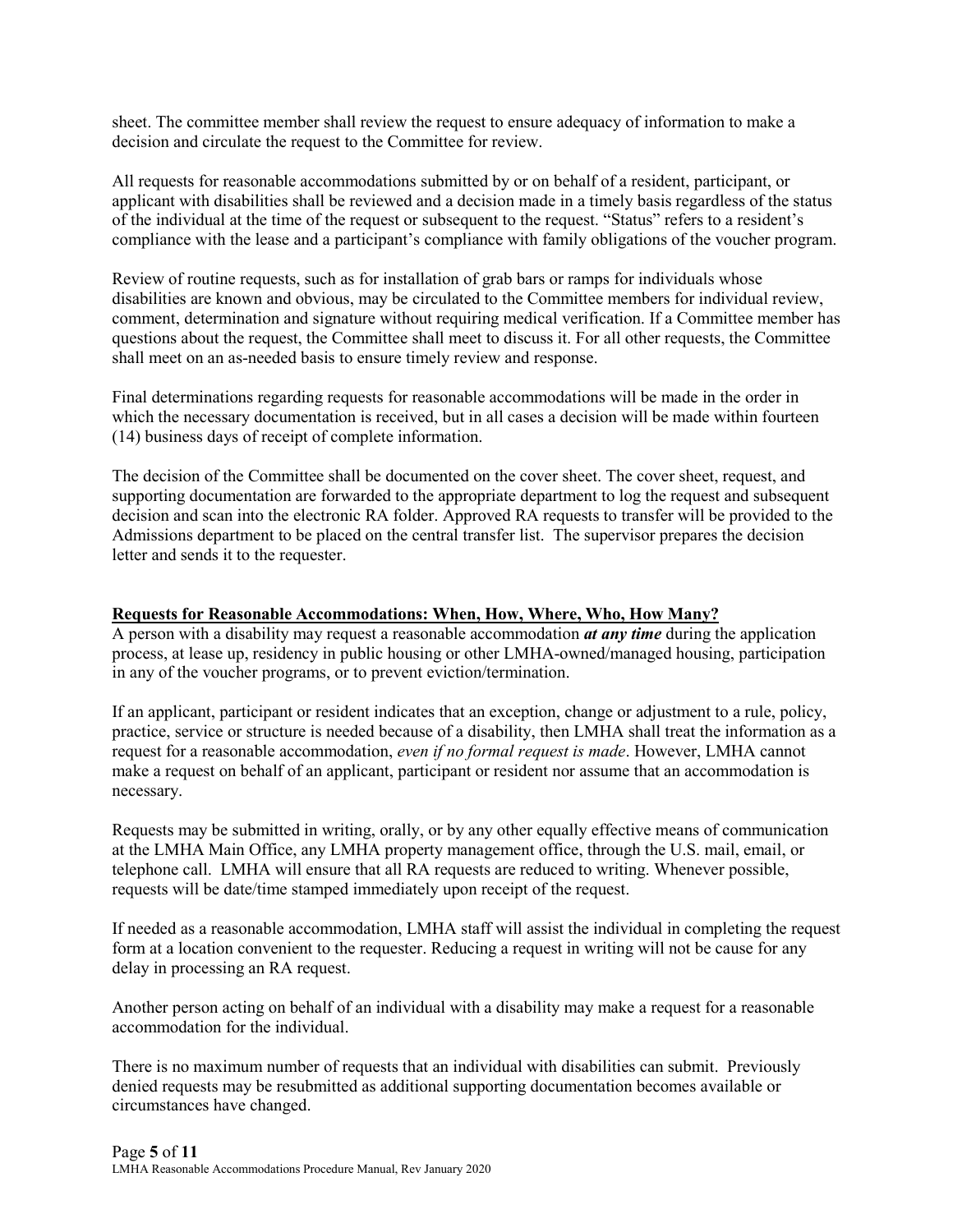sheet. The committee member shall review the request to ensure adequacy of information to make a decision and circulate the request to the Committee for review.

All requests for reasonable accommodations submitted by or on behalf of a resident, participant, or applicant with disabilities shall be reviewed and a decision made in a timely basis regardless of the status of the individual at the time of the request or subsequent to the request. "Status" refers to a resident's compliance with the lease and a participant's compliance with family obligations of the voucher program.

Review of routine requests, such as for installation of grab bars or ramps for individuals whose disabilities are known and obvious, may be circulated to the Committee members for individual review, comment, determination and signature without requiring medical verification. If a Committee member has questions about the request, the Committee shall meet to discuss it. For all other requests, the Committee shall meet on an as-needed basis to ensure timely review and response.

Final determinations regarding requests for reasonable accommodations will be made in the order in which the necessary documentation is received, but in all cases a decision will be made within fourteen (14) business days of receipt of complete information.

The decision of the Committee shall be documented on the cover sheet. The cover sheet, request, and supporting documentation are forwarded to the appropriate department to log the request and subsequent decision and scan into the electronic RA folder. Approved RA requests to transfer will be provided to the Admissions department to be placed on the central transfer list. The supervisor prepares the decision letter and sends it to the requester.

**Requests for Reasonable Accommodations: When, How, Where, Who, How Many?**

A person with a disability may request a reasonable accommodation ***at any time*** during the application process, at lease up, residency in public housing or other LMHA-owned/managed housing, participation in any of the voucher programs, or to prevent eviction/termination.

If an applicant, participant or resident indicates that an exception, change or adjustment to a rule, policy, practice, service or structure is needed because of a disability, then LMHA shall treat the information as a request for a reasonable accommodation, *even if no formal request is made*. However, LMHA cannot make a request on behalf of an applicant, participant or resident nor assume that an accommodation is necessary.

Requests may be submitted in writing, orally, or by any other equally effective means of communication at the LMHA Main Office, any LMHA property management office, through the U.S. mail, email, or telephone call. LMHA will ensure that all RA requests are reduced to writing. Whenever possible, requests will be date/time stamped immediately upon receipt of the request.

If needed as a reasonable accommodation, LMHA staff will assist the individual in completing the request form at a location convenient to the requester. Reducing a request in writing will not be cause for any delay in processing an RA request.

Another person acting on behalf of an individual with a disability may make a request for a reasonable accommodation for the individual.

There is no maximum number of requests that an individual with disabilities can submit. Previously denied requests may be resubmitted as additional supporting documentation becomes available or circumstances have changed.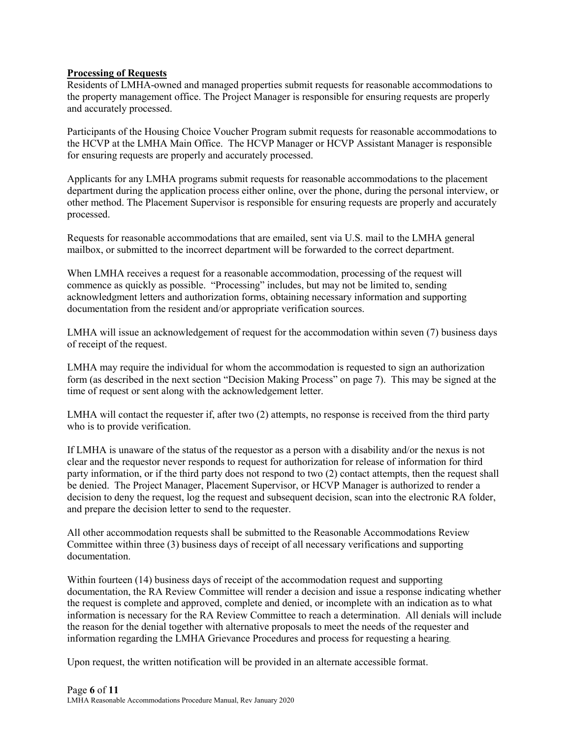**Processing of Requests**

Residents of LMHA-owned and managed properties submit requests for reasonable accommodations to the property management office. The Project Manager is responsible for ensuring requests are properly and accurately processed.

Participants of the Housing Choice Voucher Program submit requests for reasonable accommodations to the HCVP at the LMHA Main Office. The HCVP Manager or HCVP Assistant Manager is responsible for ensuring requests are properly and accurately processed.

Applicants for any LMHA programs submit requests for reasonable accommodations to the placement department during the application process either online, over the phone, during the personal interview, or other method. The Placement Supervisor is responsible for ensuring requests are properly and accurately processed.

Requests for reasonable accommodations that are emailed, sent via U.S. mail to the LMHA general mailbox, or submitted to the incorrect department will be forwarded to the correct department.

When LMHA receives a request for a reasonable accommodation, processing of the request will commence as quickly as possible. "Processing" includes, but may not be limited to, sending acknowledgment letters and authorization forms, obtaining necessary information and supporting documentation from the resident and/or appropriate verification sources.

LMHA will issue an acknowledgement of request for the accommodation within seven (7) business days of receipt of the request.

LMHA may require the individual for whom the accommodation is requested to sign an authorization form (as described in the next section "Decision Making Process" on page 7). This may be signed at the time of request or sent along with the acknowledgement letter.

LMHA will contact the requester if, after two (2) attempts, no response is received from the third party who is to provide verification.

If LMHA is unaware of the status of the requestor as a person with a disability and/or the nexus is not clear and the requestor never responds to request for authorization for release of information for third party information, or if the third party does not respond to two (2) contact attempts, then the request shall be denied. The Project Manager, Placement Supervisor, or HCVP Manager is authorized to render a decision to deny the request, log the request and subsequent decision, scan into the electronic RA folder, and prepare the decision letter to send to the requester.

All other accommodation requests shall be submitted to the Reasonable Accommodations Review Committee within three (3) business days of receipt of all necessary verifications and supporting documentation.

Within fourteen (14) business days of receipt of the accommodation request and supporting documentation, the RA Review Committee will render a decision and issue a response indicating whether the request is complete and approved, complete and denied, or incomplete with an indication as to what information is necessary for the RA Review Committee to reach a determination. All denials will include the reason for the denial together with alternative proposals to meet the needs of the requester and information regarding the LMHA Grievance Procedures and process for requesting a hearing.

Upon request, the written notification will be provided in an alternate accessible format.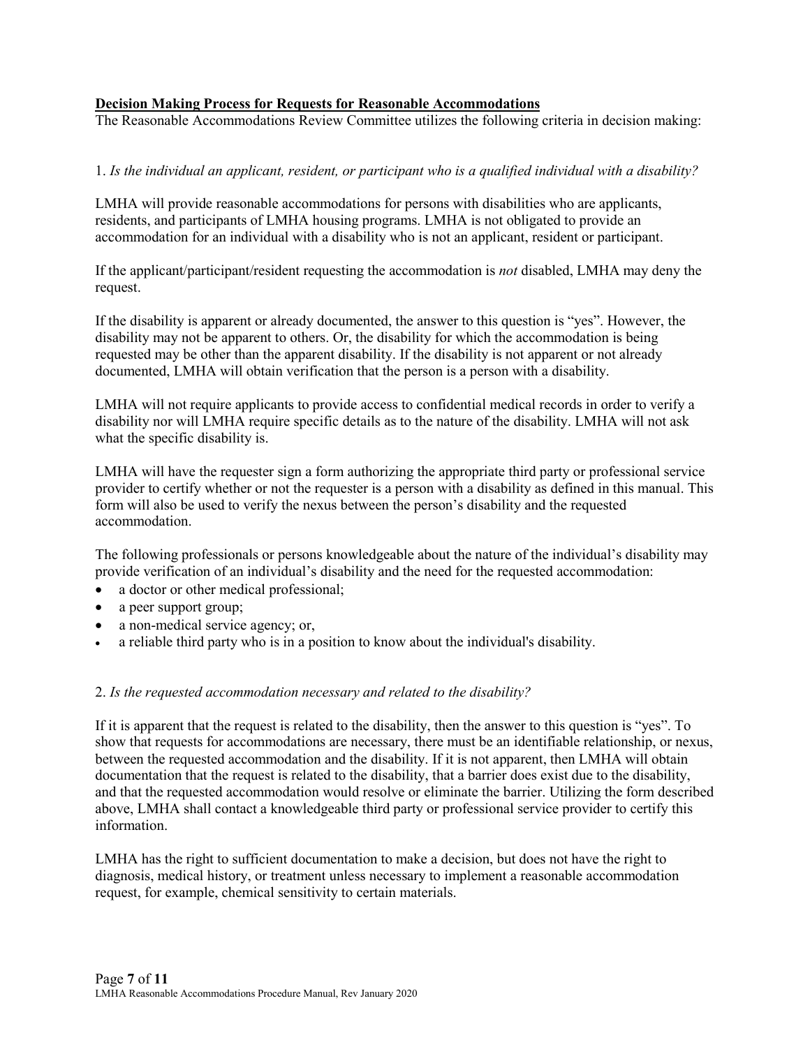**Decision Making Process for Requests for Reasonable Accommodations**

The Reasonable Accommodations Review Committee utilizes the following criteria in decision making:

1. *Is the individual an applicant, resident, or participant who is a qualified individual with a disability?*

LMHA will provide reasonable accommodations for persons with disabilities who are applicants, residents, and participants of LMHA housing programs. LMHA is not obligated to provide an accommodation for an individual with a disability who is not an applicant, resident or participant.

If the applicant/participant/resident requesting the accommodation is *not* disabled, LMHA may deny the request.

If the disability is apparent or already documented, the answer to this question is "yes". However, the disability may not be apparent to others. Or, the disability for which the accommodation is being requested may be other than the apparent disability. If the disability is not apparent or not already documented, LMHA will obtain verification that the person is a person with a disability.

LMHA will not require applicants to provide access to confidential medical records in order to verify a disability nor will LMHA require specific details as to the nature of the disability. LMHA will not ask what the specific disability is.

LMHA will have the requester sign a form authorizing the appropriate third party or professional service provider to certify whether or not the requester is a person with a disability as defined in this manual. This form will also be used to verify the nexus between the person's disability and the requested accommodation.

The following professionals or persons knowledgeable about the nature of the individual's disability may provide verification of an individual's disability and the need for the requested accommodation:

- a doctor or other medical professional;
- a peer support group;
- a non-medical service agency; or,
- a reliable third party who is in a position to know about the individual's disability.

2. *Is the requested accommodation necessary and related to the disability?*

If it is apparent that the request is related to the disability, then the answer to this question is "yes". To show that requests for accommodations are necessary, there must be an identifiable relationship, or nexus, between the requested accommodation and the disability. If it is not apparent, then LMHA will obtain documentation that the request is related to the disability, that a barrier does exist due to the disability, and that the requested accommodation would resolve or eliminate the barrier. Utilizing the form described above, LMHA shall contact a knowledgeable third party or professional service provider to certify this information.

LMHA has the right to sufficient documentation to make a decision, but does not have the right to diagnosis, medical history, or treatment unless necessary to implement a reasonable accommodation request, for example, chemical sensitivity to certain materials.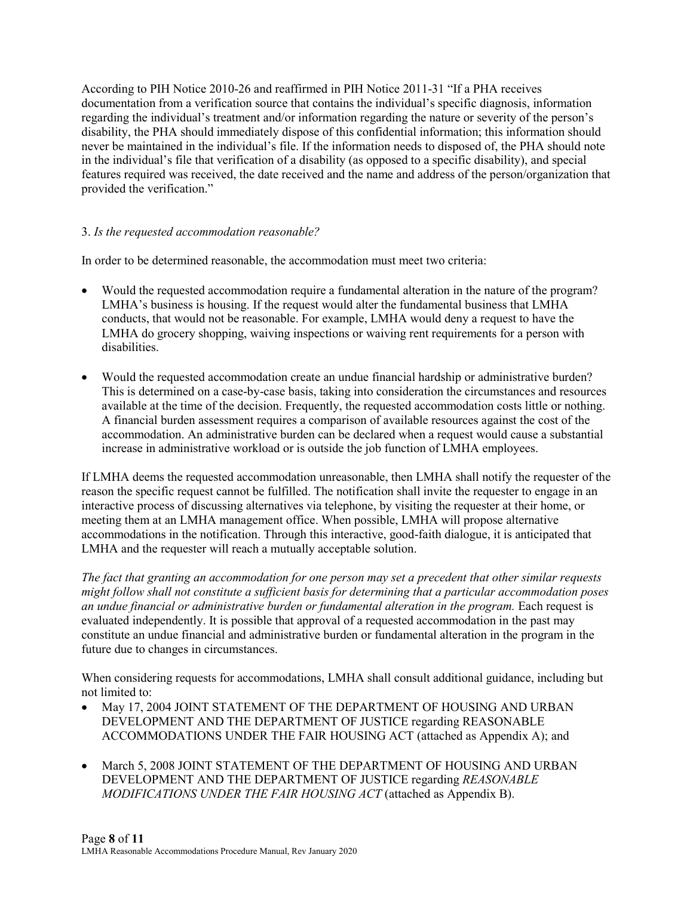According to PIH Notice 2010-26 and reaffirmed in PIH Notice 2011-31 "If a PHA receives documentation from a verification source that contains the individual's specific diagnosis, information regarding the individual's treatment and/or information regarding the nature or severity of the person's disability, the PHA should immediately dispose of this confidential information; this information should never be maintained in the individual's file. If the information needs to disposed of, the PHA should note in the individual's file that verification of a disability (as opposed to a specific disability), and special features required was received, the date received and the name and address of the person/organization that provided the verification."

3. *Is the requested accommodation reasonable?*

In order to be determined reasonable, the accommodation must meet two criteria:

- Would the requested accommodation require a fundamental alteration in the nature of the program? LMHA's business is housing. If the request would alter the fundamental business that LMHA conducts, that would not be reasonable. For example, LMHA would deny a request to have the LMHA do grocery shopping, waiving inspections or waiving rent requirements for a person with disabilities.

- Would the requested accommodation create an undue financial hardship or administrative burden? This is determined on a case-by-case basis, taking into consideration the circumstances and resources available at the time of the decision. Frequently, the requested accommodation costs little or nothing. A financial burden assessment requires a comparison of available resources against the cost of the accommodation. An administrative burden can be declared when a request would cause a substantial increase in administrative workload or is outside the job function of LMHA employees.

If LMHA deems the requested accommodation unreasonable, then LMHA shall notify the requester of the reason the specific request cannot be fulfilled. The notification shall invite the requester to engage in an interactive process of discussing alternatives via telephone, by visiting the requester at their home, or meeting them at an LMHA management office. When possible, LMHA will propose alternative accommodations in the notification. Through this interactive, good-faith dialogue, it is anticipated that LMHA and the requester will reach a mutually acceptable solution.

*The fact that granting an accommodation for one person may set a precedent that other similar requests might follow shall not constitute a sufficient basis for determining that a particular accommodation poses an undue financial or administrative burden or fundamental alteration in the program.* Each request is evaluated independently. It is possible that approval of a requested accommodation in the past may constitute an undue financial and administrative burden or fundamental alteration in the program in the future due to changes in circumstances.

When considering requests for accommodations, LMHA shall consult additional guidance, including but not limited to:

- May 17, 2004 JOINT STATEMENT OF THE DEPARTMENT OF HOUSING AND URBAN DEVELOPMENT AND THE DEPARTMENT OF JUSTICE regarding REASONABLE ACCOMMODATIONS UNDER THE FAIR HOUSING ACT (attached as Appendix A); and

- March 5, 2008 JOINT STATEMENT OF THE DEPARTMENT OF HOUSING AND URBAN DEVELOPMENT AND THE DEPARTMENT OF JUSTICE regarding *REASONABLE MODIFICATIONS UNDER THE FAIR HOUSING ACT* (attached as Appendix B).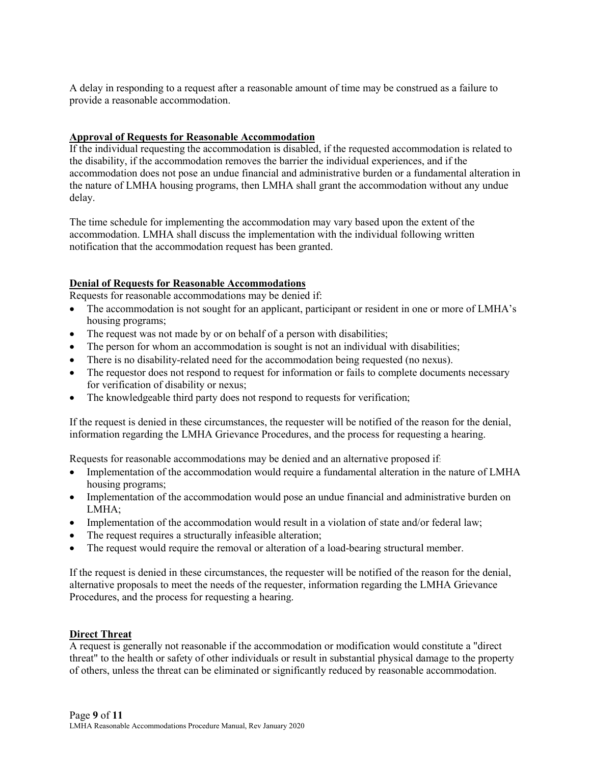A delay in responding to a request after a reasonable amount of time may be construed as a failure to provide a reasonable accommodation.

**Approval of Requests for Reasonable Accommodation**

If the individual requesting the accommodation is disabled, if the requested accommodation is related to the disability, if the accommodation removes the barrier the individual experiences, and if the accommodation does not pose an undue financial and administrative burden or a fundamental alteration in the nature of LMHA housing programs, then LMHA shall grant the accommodation without any undue delay.

The time schedule for implementing the accommodation may vary based upon the extent of the accommodation. LMHA shall discuss the implementation with the individual following written notification that the accommodation request has been granted.

**Denial of Requests for Reasonable Accommodations**

Requests for reasonable accommodations may be denied if:

- The accommodation is not sought for an applicant, participant or resident in one or more of LMHA's housing programs;
- The request was not made by or on behalf of a person with disabilities;
- The person for whom an accommodation is sought is not an individual with disabilities;
- There is no disability-related need for the accommodation being requested (no nexus).
- The requestor does not respond to request for information or fails to complete documents necessary for verification of disability or nexus;
- The knowledgeable third party does not respond to requests for verification;

If the request is denied in these circumstances, the requester will be notified of the reason for the denial, information regarding the LMHA Grievance Procedures, and the process for requesting a hearing.

Requests for reasonable accommodations may be denied and an alternative proposed if:

- Implementation of the accommodation would require a fundamental alteration in the nature of LMHA housing programs;
- Implementation of the accommodation would pose an undue financial and administrative burden on LMHA;
- Implementation of the accommodation would result in a violation of state and/or federal law;
- The request requires a structurally infeasible alteration;
- The request would require the removal or alteration of a load-bearing structural member.

If the request is denied in these circumstances, the requester will be notified of the reason for the denial, alternative proposals to meet the needs of the requester, information regarding the LMHA Grievance Procedures, and the process for requesting a hearing.

**Direct Threat**

A request is generally not reasonable if the accommodation or modification would constitute a "direct threat" to the health or safety of other individuals or result in substantial physical damage to the property of others, unless the threat can be eliminated or significantly reduced by reasonable accommodation.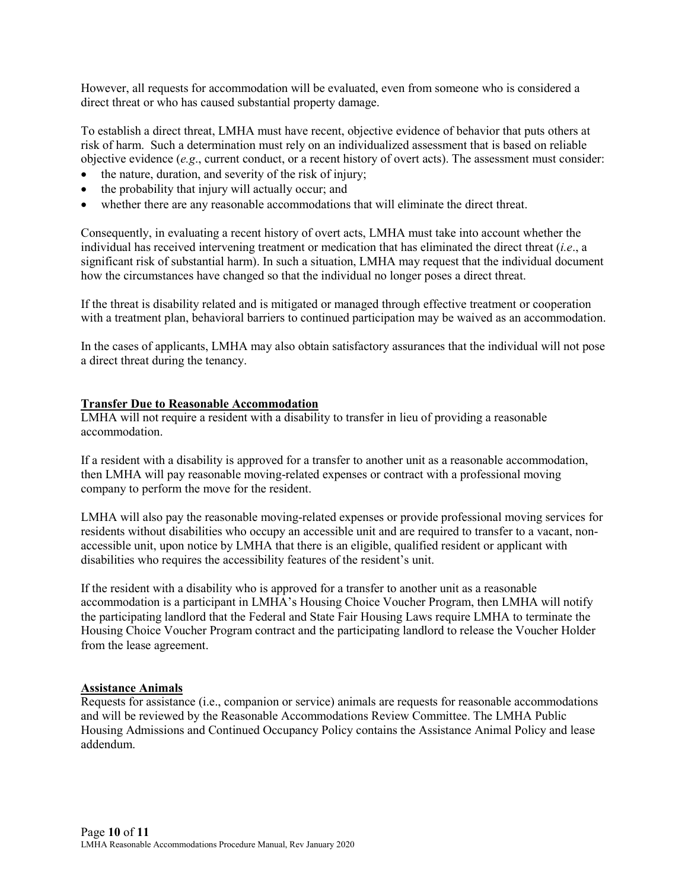However, all requests for accommodation will be evaluated, even from someone who is considered a direct threat or who has caused substantial property damage.

To establish a direct threat, LMHA must have recent, objective evidence of behavior that puts others at risk of harm. Such a determination must rely on an individualized assessment that is based on reliable objective evidence (*e.g*., current conduct, or a recent history of overt acts). The assessment must consider:

- the nature, duration, and severity of the risk of injury;
- the probability that injury will actually occur; and
- whether there are any reasonable accommodations that will eliminate the direct threat.

Consequently, in evaluating a recent history of overt acts, LMHA must take into account whether the individual has received intervening treatment or medication that has eliminated the direct threat (*i.e*., a significant risk of substantial harm). In such a situation, LMHA may request that the individual document how the circumstances have changed so that the individual no longer poses a direct threat.

If the threat is disability related and is mitigated or managed through effective treatment or cooperation with a treatment plan, behavioral barriers to continued participation may be waived as an accommodation.

In the cases of applicants, LMHA may also obtain satisfactory assurances that the individual will not pose a direct threat during the tenancy.

**Transfer Due to Reasonable Accommodation**

LMHA will not require a resident with a disability to transfer in lieu of providing a reasonable accommodation.

If a resident with a disability is approved for a transfer to another unit as a reasonable accommodation, then LMHA will pay reasonable moving-related expenses or contract with a professional moving company to perform the move for the resident.

LMHA will also pay the reasonable moving-related expenses or provide professional moving services for residents without disabilities who occupy an accessible unit and are required to transfer to a vacant, non-accessible unit, upon notice by LMHA that there is an eligible, qualified resident or applicant with disabilities who requires the accessibility features of the resident's unit.

If the resident with a disability who is approved for a transfer to another unit as a reasonable accommodation is a participant in LMHA's Housing Choice Voucher Program, then LMHA will notify the participating landlord that the Federal and State Fair Housing Laws require LMHA to terminate the Housing Choice Voucher Program contract and the participating landlord to release the Voucher Holder from the lease agreement.

**Assistance Animals**

Requests for assistance (i.e., companion or service) animals are requests for reasonable accommodations and will be reviewed by the Reasonable Accommodations Review Committee. The LMHA Public Housing Admissions and Continued Occupancy Policy contains the Assistance Animal Policy and lease addendum.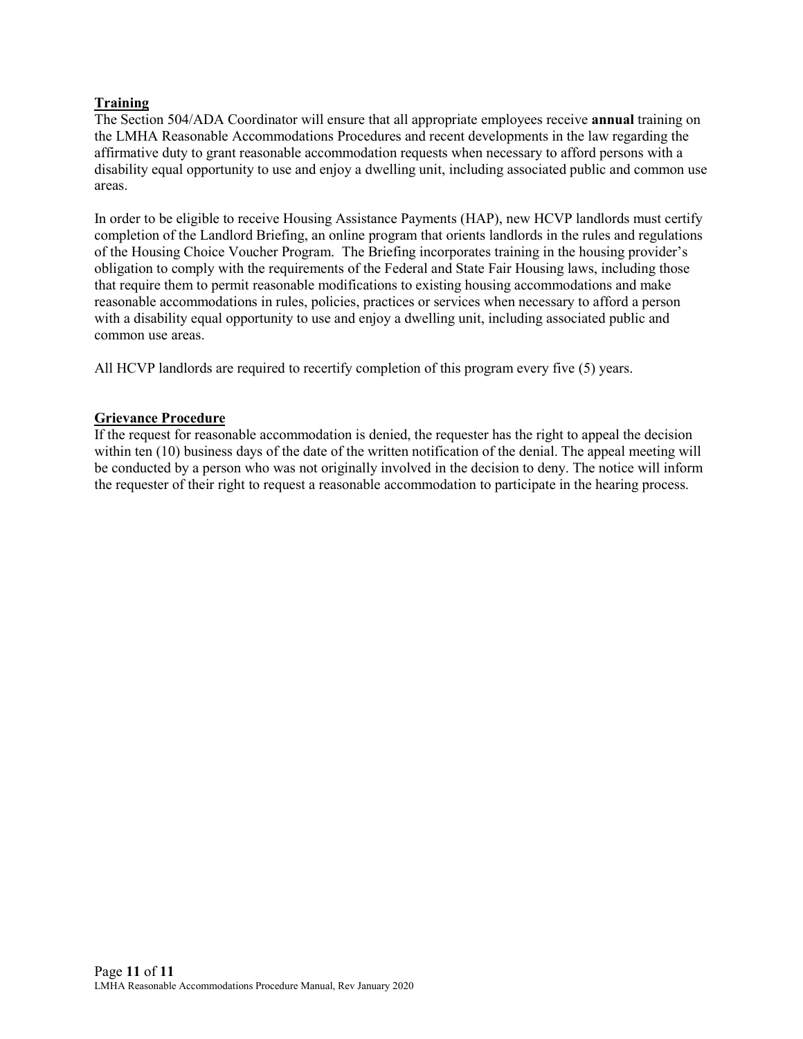**Training**

The Section 504/ADA Coordinator will ensure that all appropriate employees receive **annual** training on the LMHA Reasonable Accommodations Procedures and recent developments in the law regarding the affirmative duty to grant reasonable accommodation requests when necessary to afford persons with a disability equal opportunity to use and enjoy a dwelling unit, including associated public and common use areas.

In order to be eligible to receive Housing Assistance Payments (HAP), new HCVP landlords must certify completion of the Landlord Briefing, an online program that orients landlords in the rules and regulations of the Housing Choice Voucher Program. The Briefing incorporates training in the housing provider's obligation to comply with the requirements of the Federal and State Fair Housing laws, including those that require them to permit reasonable modifications to existing housing accommodations and make reasonable accommodations in rules, policies, practices or services when necessary to afford a person with a disability equal opportunity to use and enjoy a dwelling unit, including associated public and common use areas.

All HCVP landlords are required to recertify completion of this program every five (5) years.

**Grievance Procedure**

If the request for reasonable accommodation is denied, the requester has the right to appeal the decision within ten (10) business days of the date of the written notification of the denial. The appeal meeting will be conducted by a person who was not originally involved in the decision to deny. The notice will inform the requester of their right to request a reasonable accommodation to participate in the hearing process.